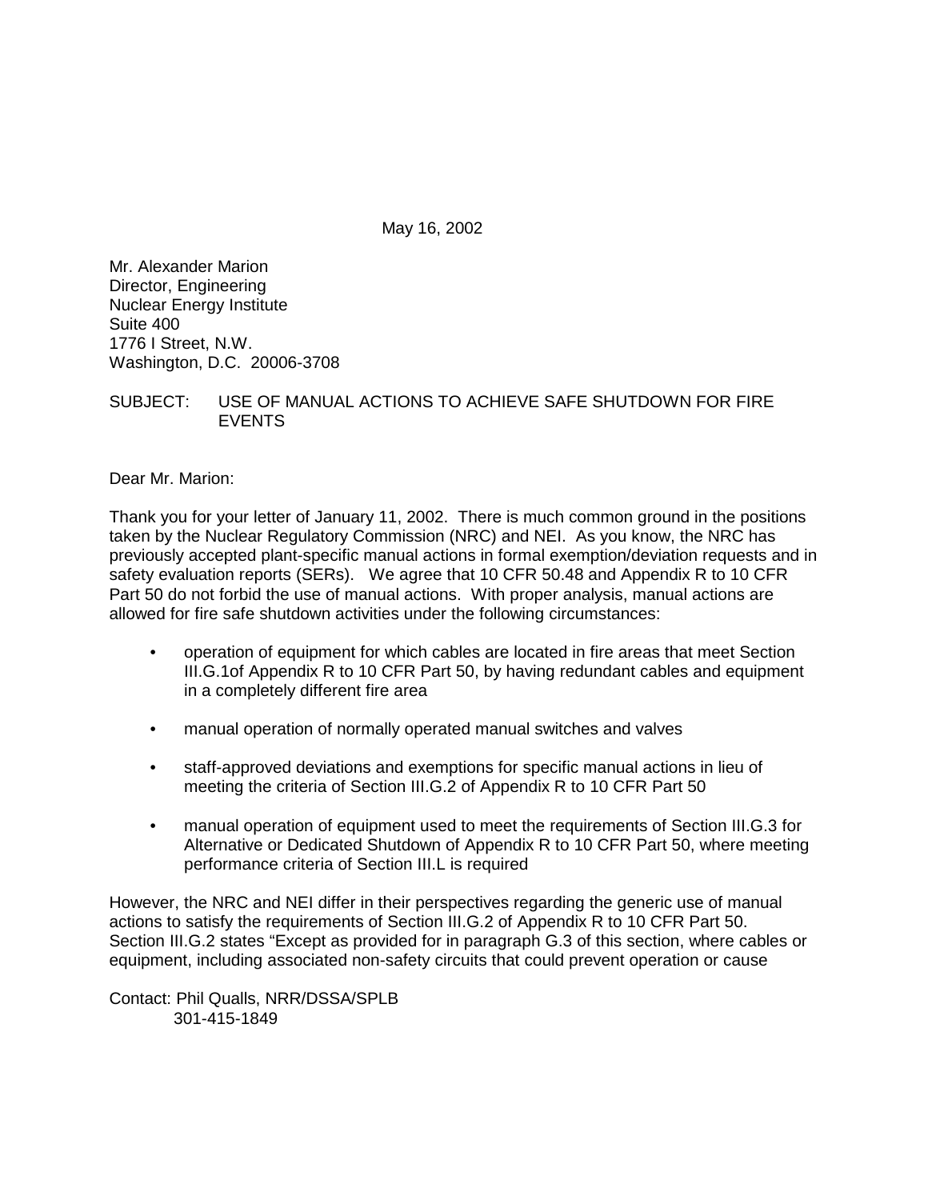May 16, 2002

Mr. Alexander Marion
Director, Engineering
Nuclear Energy Institute
Suite 400
1776 I Street, N.W.
Washington, D.C. 20006-3708

SUBJECT: USE OF MANUAL ACTIONS TO ACHIEVE SAFE SHUTDOWN FOR FIRE EVENTS

Dear Mr. Marion:

Thank you for your letter of January 11, 2002. There is much common ground in the positions taken by the Nuclear Regulatory Commission (NRC) and NEI. As you know, the NRC has previously accepted plant-specific manual actions in formal exemption/deviation requests and in safety evaluation reports (SERs). We agree that 10 CFR 50.48 and Appendix R to 10 CFR Part 50 do not forbid the use of manual actions. With proper analysis, manual actions are allowed for fire safe shutdown activities under the following circumstances:

- operation of equipment for which cables are located in fire areas that meet Section III.G.1of Appendix R to 10 CFR Part 50, by having redundant cables and equipment in a completely different fire area
- manual operation of normally operated manual switches and valves
- staff-approved deviations and exemptions for specific manual actions in lieu of meeting the criteria of Section III.G.2 of Appendix R to 10 CFR Part 50
- manual operation of equipment used to meet the requirements of Section III.G.3 for Alternative or Dedicated Shutdown of Appendix R to 10 CFR Part 50, where meeting performance criteria of Section III.L is required

However, the NRC and NEI differ in their perspectives regarding the generic use of manual actions to satisfy the requirements of Section III.G.2 of Appendix R to 10 CFR Part 50. Section III.G.2 states "Except as provided for in paragraph G.3 of this section, where cables or equipment, including associated non-safety circuits that could prevent operation or cause

Contact: Phil Qualls, NRR/DSSA/SPLB
301-415-1849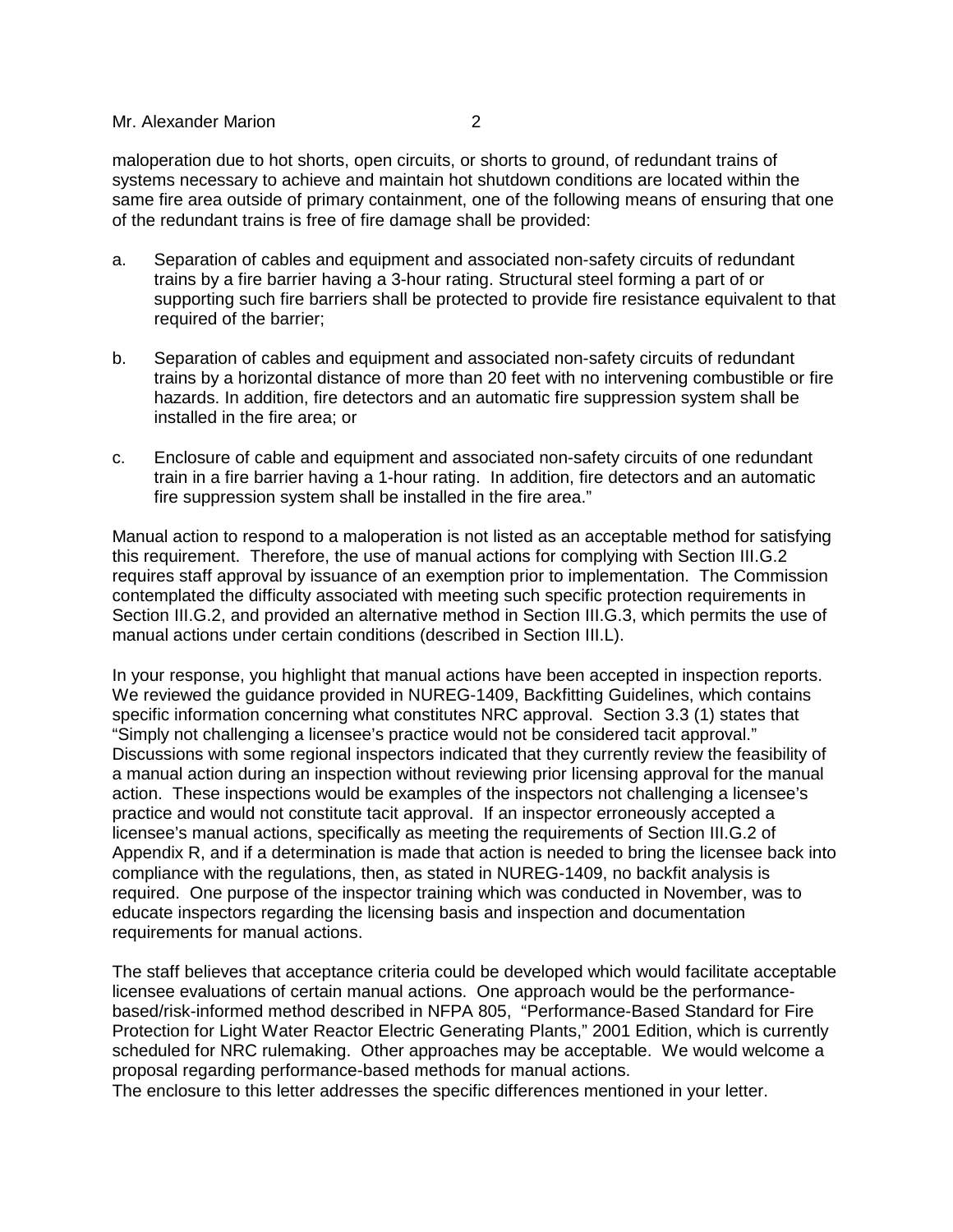maloperation due to hot shorts, open circuits, or shorts to ground, of redundant trains of systems necessary to achieve and maintain hot shutdown conditions are located within the same fire area outside of primary containment, one of the following means of ensuring that one of the redundant trains is free of fire damage shall be provided:

a. Separation of cables and equipment and associated non-safety circuits of redundant trains by a fire barrier having a 3-hour rating. Structural steel forming a part of or supporting such fire barriers shall be protected to provide fire resistance equivalent to that required of the barrier;

b. Separation of cables and equipment and associated non-safety circuits of redundant trains by a horizontal distance of more than 20 feet with no intervening combustible or fire hazards. In addition, fire detectors and an automatic fire suppression system shall be installed in the fire area; or

c. Enclosure of cable and equipment and associated non-safety circuits of one redundant train in a fire barrier having a 1-hour rating. In addition, fire detectors and an automatic fire suppression system shall be installed in the fire area."

Manual action to respond to a maloperation is not listed as an acceptable method for satisfying this requirement. Therefore, the use of manual actions for complying with Section III.G.2 requires staff approval by issuance of an exemption prior to implementation. The Commission contemplated the difficulty associated with meeting such specific protection requirements in Section III.G.2, and provided an alternative method in Section III.G.3, which permits the use of manual actions under certain conditions (described in Section III.L).

In your response, you highlight that manual actions have been accepted in inspection reports. We reviewed the guidance provided in NUREG-1409, Backfitting Guidelines, which contains specific information concerning what constitutes NRC approval. Section 3.3 (1) states that "Simply not challenging a licensee's practice would not be considered tacit approval." Discussions with some regional inspectors indicated that they currently review the feasibility of a manual action during an inspection without reviewing prior licensing approval for the manual action. These inspections would be examples of the inspectors not challenging a licensee's practice and would not constitute tacit approval. If an inspector erroneously accepted a licensee's manual actions, specifically as meeting the requirements of Section III.G.2 of Appendix R, and if a determination is made that action is needed to bring the licensee back into compliance with the regulations, then, as stated in NUREG-1409, no backfit analysis is required. One purpose of the inspector training which was conducted in November, was to educate inspectors regarding the licensing basis and inspection and documentation requirements for manual actions.

The staff believes that acceptance criteria could be developed which would facilitate acceptable licensee evaluations of certain manual actions. One approach would be the performance-based/risk-informed method described in NFPA 805, "Performance-Based Standard for Fire Protection for Light Water Reactor Electric Generating Plants," 2001 Edition, which is currently scheduled for NRC rulemaking. Other approaches may be acceptable. We would welcome a proposal regarding performance-based methods for manual actions.

The enclosure to this letter addresses the specific differences mentioned in your letter.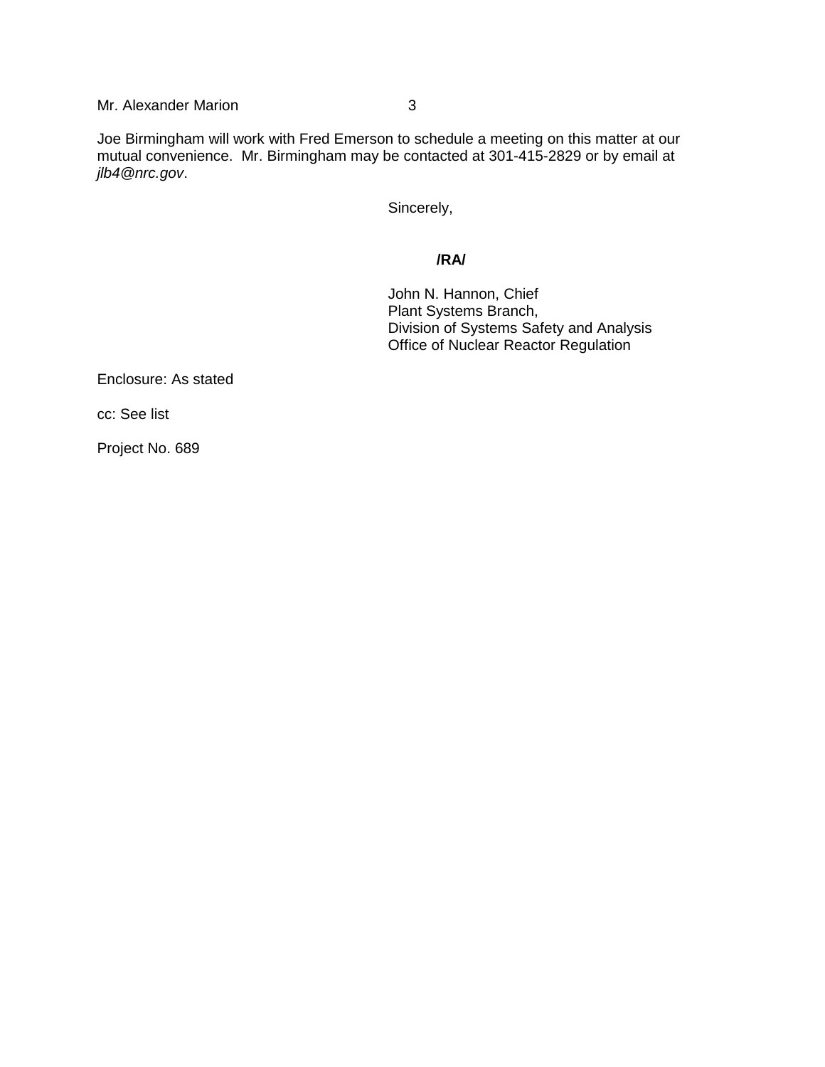Joe Birmingham will work with Fred Emerson to schedule a meeting on this matter at our mutual convenience. Mr. Birmingham may be contacted at 301-415-2829 or by email at *jlb4@nrc.gov*.

Sincerely,

**/RA/**

John N. Hannon, Chief
Plant Systems Branch,
Division of Systems Safety and Analysis
Office of Nuclear Reactor Regulation

Enclosure: As stated

cc: See list

Project No. 689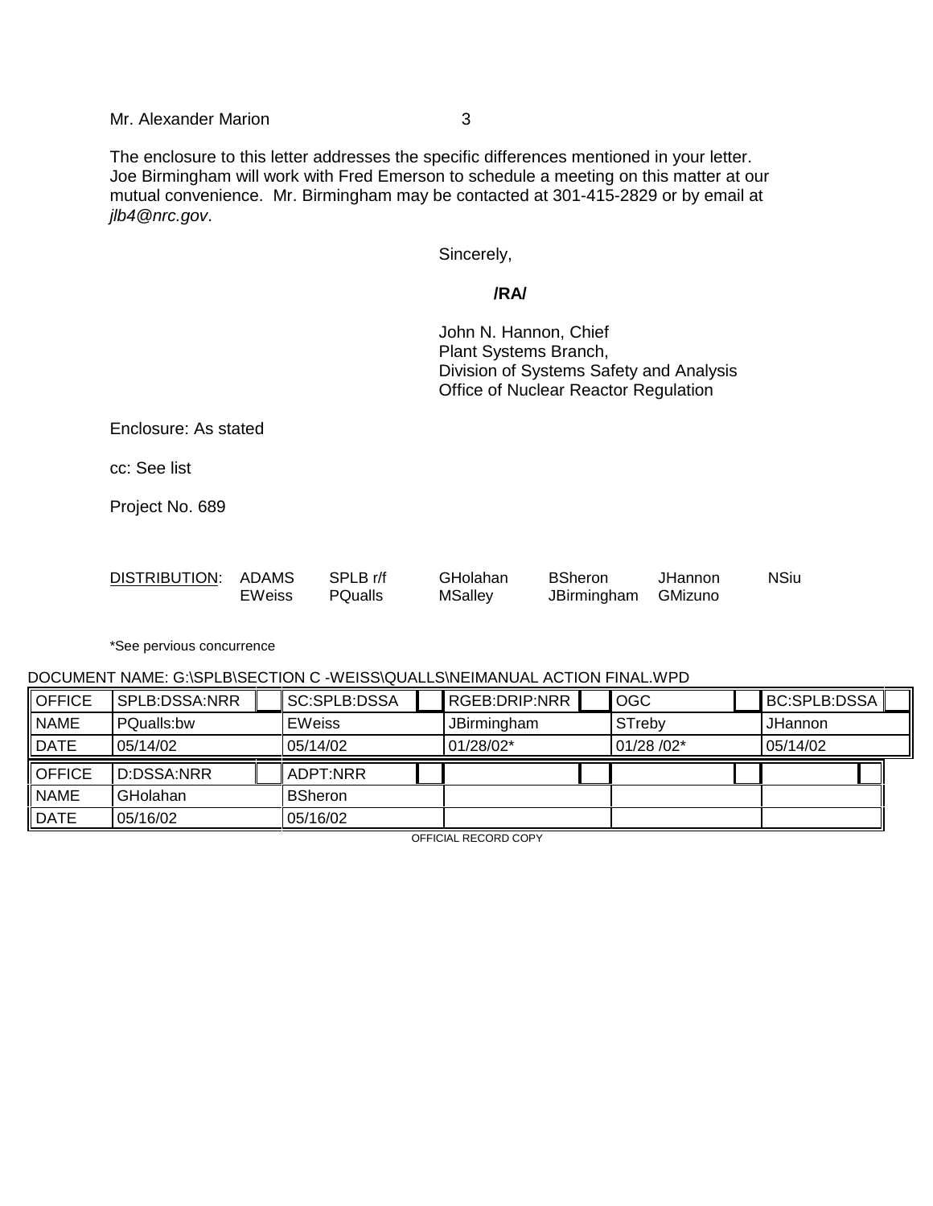Mr. Alexander Marion

The enclosure to this letter addresses the specific differences mentioned in your letter. Joe Birmingham will work with Fred Emerson to schedule a meeting on this matter at our mutual convenience. Mr. Birmingham may be contacted at 301-415-2829 or by email at *jlb4@nrc.gov*.

Sincerely,

**/RA/**

John N. Hannon, Chief
Plant Systems Branch,
Division of Systems Safety and Analysis
Office of Nuclear Reactor Regulation

Enclosure: As stated

cc: See list

Project No. 689

DISTRIBUTION: ADAMS, SPLB r/f, GHolahan, BSheron, JHannon, NSiu, EWeiss, PQualls, MSalley, JBirmingham, GMizuno

*See pervious concurrence

DOCUMENT NAME: G:\SPLB\SECTION C -WEISS\QUALLS\NEIMANUAL ACTION FINAL.WPD

| OFFICE | SPLB:DSSA:NRR | SC:SPLB:DSSA | RGEB:DRIP:NRR | OGC | BC:SPLB:DSSA |
|---|---|---|---|---|---|
| NAME | PQualls:bw | EWeiss | JBirmingham | STreby | JHannon |
| DATE | 05/14/02 | 05/14/02 | 01/28/02* | 01/28 /02* | 05/14/02 |
| OFFICE | D:DSSA:NRR | ADPT:NRR | | | |
| NAME | GHolahan | BSheron | | | |
| DATE | 05/16/02 | 05/16/02 | | | |

OFFICIAL RECORD COPY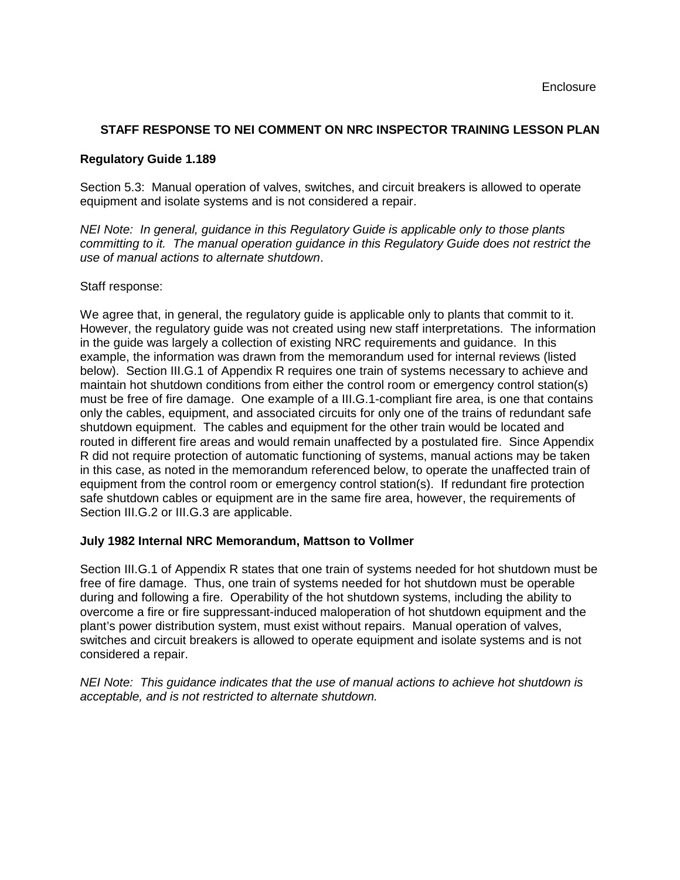Enclosure

## STAFF RESPONSE TO NEI COMMENT ON NRC INSPECTOR TRAINING LESSON PLAN

**Regulatory Guide 1.189**

Section 5.3: Manual operation of valves, switches, and circuit breakers is allowed to operate equipment and isolate systems and is not considered a repair.

*NEI Note: In general, guidance in this Regulatory Guide is applicable only to those plants committing to it. The manual operation guidance in this Regulatory Guide does not restrict the use of manual actions to alternate shutdown.*

Staff response:

We agree that, in general, the regulatory guide is applicable only to plants that commit to it. However, the regulatory guide was not created using new staff interpretations. The information in the guide was largely a collection of existing NRC requirements and guidance. In this example, the information was drawn from the memorandum used for internal reviews (listed below). Section III.G.1 of Appendix R requires one train of systems necessary to achieve and maintain hot shutdown conditions from either the control room or emergency control station(s) must be free of fire damage. One example of a III.G.1-compliant fire area, is one that contains only the cables, equipment, and associated circuits for only one of the trains of redundant safe shutdown equipment. The cables and equipment for the other train would be located and routed in different fire areas and would remain unaffected by a postulated fire. Since Appendix R did not require protection of automatic functioning of systems, manual actions may be taken in this case, as noted in the memorandum referenced below, to operate the unaffected train of equipment from the control room or emergency control station(s). If redundant fire protection safe shutdown cables or equipment are in the same fire area, however, the requirements of Section III.G.2 or III.G.3 are applicable.

**July 1982 Internal NRC Memorandum, Mattson to Vollmer**

Section III.G.1 of Appendix R states that one train of systems needed for hot shutdown must be free of fire damage. Thus, one train of systems needed for hot shutdown must be operable during and following a fire. Operability of the hot shutdown systems, including the ability to overcome a fire or fire suppressant-induced maloperation of hot shutdown equipment and the plant's power distribution system, must exist without repairs. Manual operation of valves, switches and circuit breakers is allowed to operate equipment and isolate systems and is not considered a repair.

*NEI Note: This guidance indicates that the use of manual actions to achieve hot shutdown is acceptable, and is not restricted to alternate shutdown.*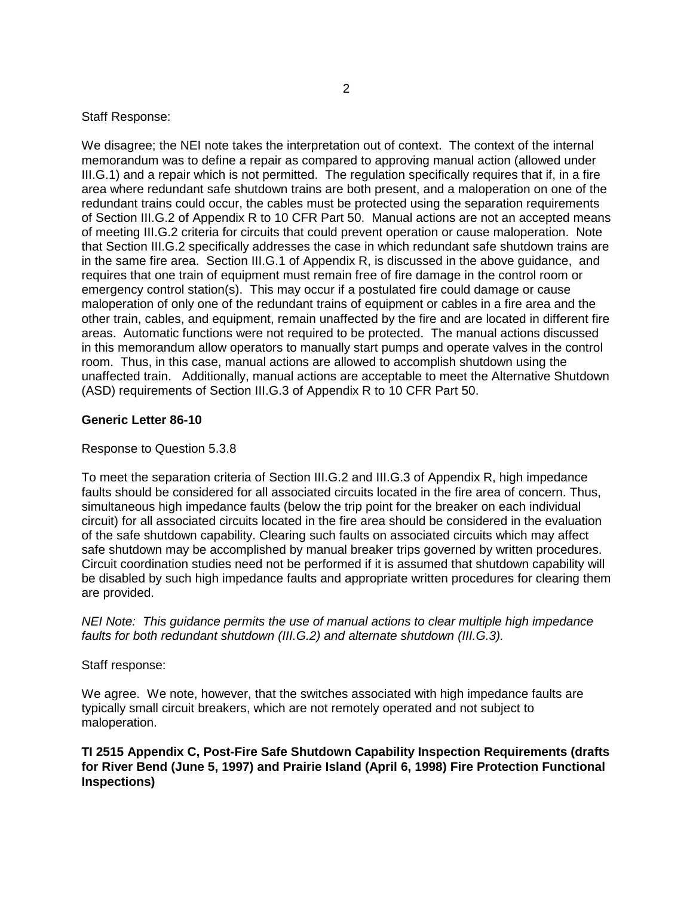Staff Response:

We disagree; the NEI note takes the interpretation out of context. The context of the internal memorandum was to define a repair as compared to approving manual action (allowed under III.G.1) and a repair which is not permitted. The regulation specifically requires that if, in a fire area where redundant safe shutdown trains are both present, and a maloperation on one of the redundant trains could occur, the cables must be protected using the separation requirements of Section III.G.2 of Appendix R to 10 CFR Part 50. Manual actions are not an accepted means of meeting III.G.2 criteria for circuits that could prevent operation or cause maloperation. Note that Section III.G.2 specifically addresses the case in which redundant safe shutdown trains are in the same fire area. Section III.G.1 of Appendix R, is discussed in the above guidance, and requires that one train of equipment must remain free of fire damage in the control room or emergency control station(s). This may occur if a postulated fire could damage or cause maloperation of only one of the redundant trains of equipment or cables in a fire area and the other train, cables, and equipment, remain unaffected by the fire and are located in different fire areas. Automatic functions were not required to be protected. The manual actions discussed in this memorandum allow operators to manually start pumps and operate valves in the control room. Thus, in this case, manual actions are allowed to accomplish shutdown using the unaffected train. Additionally, manual actions are acceptable to meet the Alternative Shutdown (ASD) requirements of Section III.G.3 of Appendix R to 10 CFR Part 50.

**Generic Letter 86-10**

Response to Question 5.3.8

To meet the separation criteria of Section III.G.2 and III.G.3 of Appendix R, high impedance faults should be considered for all associated circuits located in the fire area of concern. Thus, simultaneous high impedance faults (below the trip point for the breaker on each individual circuit) for all associated circuits located in the fire area should be considered in the evaluation of the safe shutdown capability. Clearing such faults on associated circuits which may affect safe shutdown may be accomplished by manual breaker trips governed by written procedures. Circuit coordination studies need not be performed if it is assumed that shutdown capability will be disabled by such high impedance faults and appropriate written procedures for clearing them are provided.

*NEI Note: This guidance permits the use of manual actions to clear multiple high impedance faults for both redundant shutdown (III.G.2) and alternate shutdown (III.G.3).*

Staff response:

We agree. We note, however, that the switches associated with high impedance faults are typically small circuit breakers, which are not remotely operated and not subject to maloperation.

**TI 2515 Appendix C, Post-Fire Safe Shutdown Capability Inspection Requirements (drafts for River Bend (June 5, 1997) and Prairie Island (April 6, 1998) Fire Protection Functional Inspections)**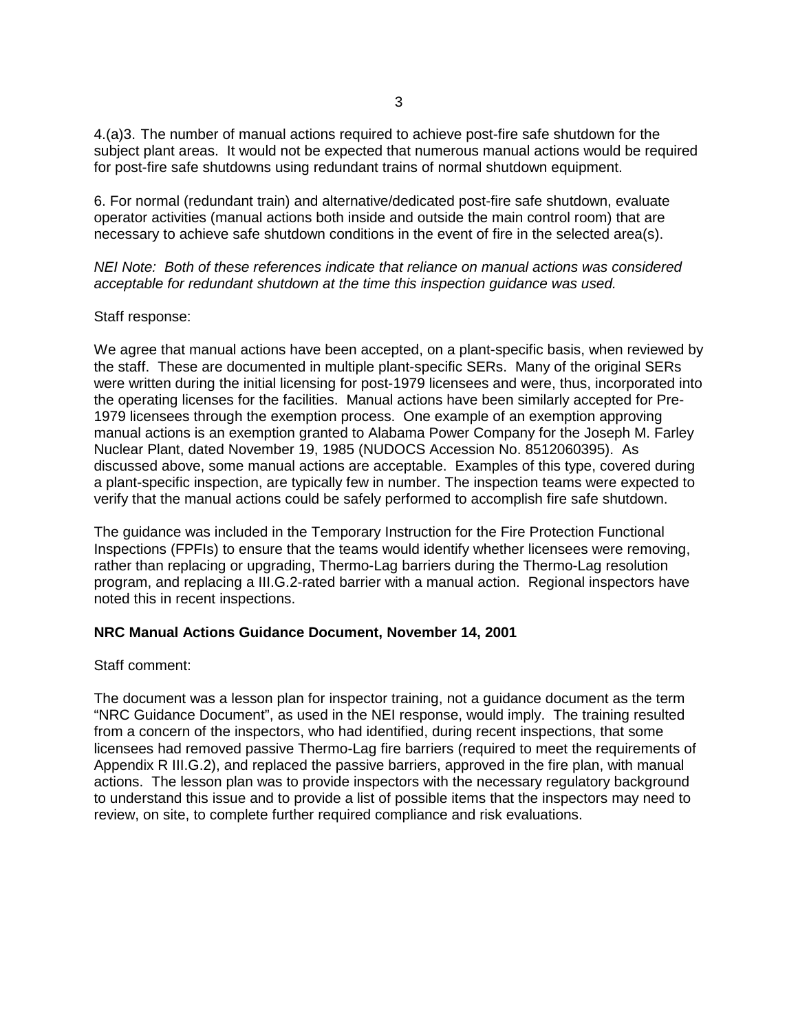4.(a)3. The number of manual actions required to achieve post-fire safe shutdown for the subject plant areas. It would not be expected that numerous manual actions would be required for post-fire safe shutdowns using redundant trains of normal shutdown equipment.

6. For normal (redundant train) and alternative/dedicated post-fire safe shutdown, evaluate operator activities (manual actions both inside and outside the main control room) that are necessary to achieve safe shutdown conditions in the event of fire in the selected area(s).

*NEI Note: Both of these references indicate that reliance on manual actions was considered acceptable for redundant shutdown at the time this inspection guidance was used.*

Staff response:

We agree that manual actions have been accepted, on a plant-specific basis, when reviewed by the staff. These are documented in multiple plant-specific SERs. Many of the original SERs were written during the initial licensing for post-1979 licensees and were, thus, incorporated into the operating licenses for the facilities. Manual actions have been similarly accepted for Pre-1979 licensees through the exemption process. One example of an exemption approving manual actions is an exemption granted to Alabama Power Company for the Joseph M. Farley Nuclear Plant, dated November 19, 1985 (NUDOCS Accession No. 8512060395). As discussed above, some manual actions are acceptable. Examples of this type, covered during a plant-specific inspection, are typically few in number. The inspection teams were expected to verify that the manual actions could be safely performed to accomplish fire safe shutdown.

The guidance was included in the Temporary Instruction for the Fire Protection Functional Inspections (FPFIs) to ensure that the teams would identify whether licensees were removing, rather than replacing or upgrading, Thermo-Lag barriers during the Thermo-Lag resolution program, and replacing a III.G.2-rated barrier with a manual action. Regional inspectors have noted this in recent inspections.

**NRC Manual Actions Guidance Document, November 14, 2001**

Staff comment:

The document was a lesson plan for inspector training, not a guidance document as the term "NRC Guidance Document", as used in the NEI response, would imply. The training resulted from a concern of the inspectors, who had identified, during recent inspections, that some licensees had removed passive Thermo-Lag fire barriers (required to meet the requirements of Appendix R III.G.2), and replaced the passive barriers, approved in the fire plan, with manual actions. The lesson plan was to provide inspectors with the necessary regulatory background to understand this issue and to provide a list of possible items that the inspectors may need to review, on site, to complete further required compliance and risk evaluations.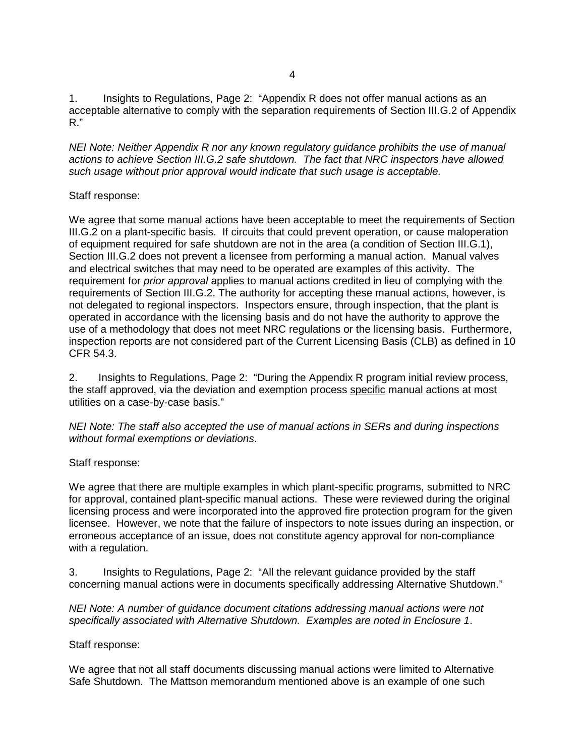1. Insights to Regulations, Page 2: "Appendix R does not offer manual actions as an acceptable alternative to comply with the separation requirements of Section III.G.2 of Appendix R."

*NEI Note: Neither Appendix R nor any known regulatory guidance prohibits the use of manual actions to achieve Section III.G.2 safe shutdown. The fact that NRC inspectors have allowed such usage without prior approval would indicate that such usage is acceptable.*

Staff response:

We agree that some manual actions have been acceptable to meet the requirements of Section III.G.2 on a plant-specific basis. If circuits that could prevent operation, or cause maloperation of equipment required for safe shutdown are not in the area (a condition of Section III.G.1), Section III.G.2 does not prevent a licensee from performing a manual action. Manual valves and electrical switches that may need to be operated are examples of this activity. The requirement for *prior approval* applies to manual actions credited in lieu of complying with the requirements of Section III.G.2. The authority for accepting these manual actions, however, is not delegated to regional inspectors. Inspectors ensure, through inspection, that the plant is operated in accordance with the licensing basis and do not have the authority to approve the use of a methodology that does not meet NRC regulations or the licensing basis. Furthermore, inspection reports are not considered part of the Current Licensing Basis (CLB) as defined in 10 CFR 54.3.

2. Insights to Regulations, Page 2: "During the Appendix R program initial review process, the staff approved, via the deviation and exemption process specific manual actions at most utilities on a case-by-case basis."

*NEI Note: The staff also accepted the use of manual actions in SERs and during inspections without formal exemptions or deviations*.

Staff response:

We agree that there are multiple examples in which plant-specific programs, submitted to NRC for approval, contained plant-specific manual actions. These were reviewed during the original licensing process and were incorporated into the approved fire protection program for the given licensee. However, we note that the failure of inspectors to note issues during an inspection, or erroneous acceptance of an issue, does not constitute agency approval for non-compliance with a regulation.

3. Insights to Regulations, Page 2: "All the relevant guidance provided by the staff concerning manual actions were in documents specifically addressing Alternative Shutdown."

*NEI Note: A number of guidance document citations addressing manual actions were not specifically associated with Alternative Shutdown. Examples are noted in Enclosure 1*.

Staff response:

We agree that not all staff documents discussing manual actions were limited to Alternative Safe Shutdown. The Mattson memorandum mentioned above is an example of one such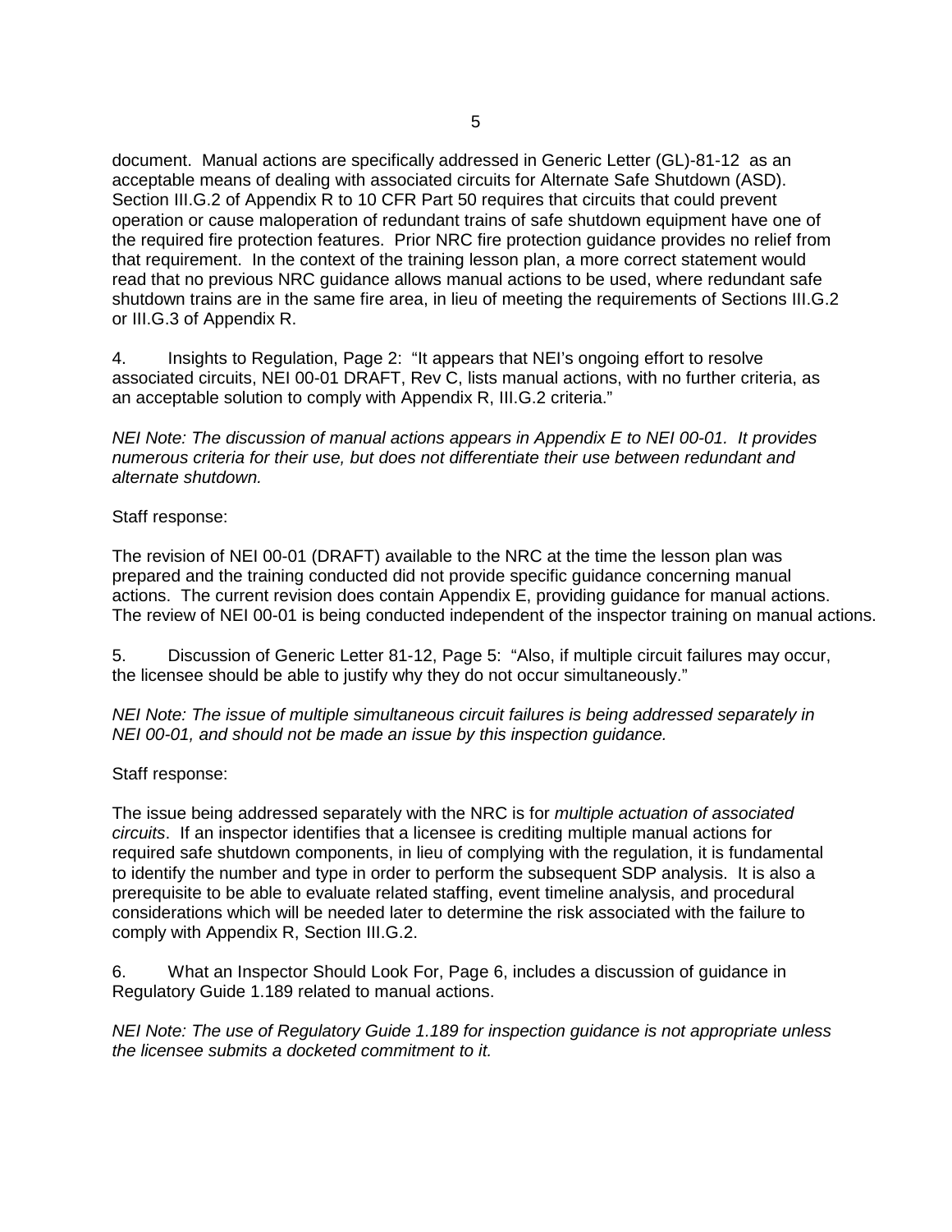document. Manual actions are specifically addressed in Generic Letter (GL)-81-12 as an acceptable means of dealing with associated circuits for Alternate Safe Shutdown (ASD). Section III.G.2 of Appendix R to 10 CFR Part 50 requires that circuits that could prevent operation or cause maloperation of redundant trains of safe shutdown equipment have one of the required fire protection features. Prior NRC fire protection guidance provides no relief from that requirement. In the context of the training lesson plan, a more correct statement would read that no previous NRC guidance allows manual actions to be used, where redundant safe shutdown trains are in the same fire area, in lieu of meeting the requirements of Sections III.G.2 or III.G.3 of Appendix R.

4. Insights to Regulation, Page 2: "It appears that NEI's ongoing effort to resolve associated circuits, NEI 00-01 DRAFT, Rev C, lists manual actions, with no further criteria, as an acceptable solution to comply with Appendix R, III.G.2 criteria."

*NEI Note: The discussion of manual actions appears in Appendix E to NEI 00-01. It provides numerous criteria for their use, but does not differentiate their use between redundant and alternate shutdown.*

Staff response:

The revision of NEI 00-01 (DRAFT) available to the NRC at the time the lesson plan was prepared and the training conducted did not provide specific guidance concerning manual actions. The current revision does contain Appendix E, providing guidance for manual actions. The review of NEI 00-01 is being conducted independent of the inspector training on manual actions.

5. Discussion of Generic Letter 81-12, Page 5: "Also, if multiple circuit failures may occur, the licensee should be able to justify why they do not occur simultaneously."

*NEI Note: The issue of multiple simultaneous circuit failures is being addressed separately in NEI 00-01, and should not be made an issue by this inspection guidance.*

Staff response:

The issue being addressed separately with the NRC is for *multiple actuation of associated circuits*. If an inspector identifies that a licensee is crediting multiple manual actions for required safe shutdown components, in lieu of complying with the regulation, it is fundamental to identify the number and type in order to perform the subsequent SDP analysis. It is also a prerequisite to be able to evaluate related staffing, event timeline analysis, and procedural considerations which will be needed later to determine the risk associated with the failure to comply with Appendix R, Section III.G.2.

6. What an Inspector Should Look For, Page 6, includes a discussion of guidance in Regulatory Guide 1.189 related to manual actions.

*NEI Note: The use of Regulatory Guide 1.189 for inspection guidance is not appropriate unless the licensee submits a docketed commitment to it.*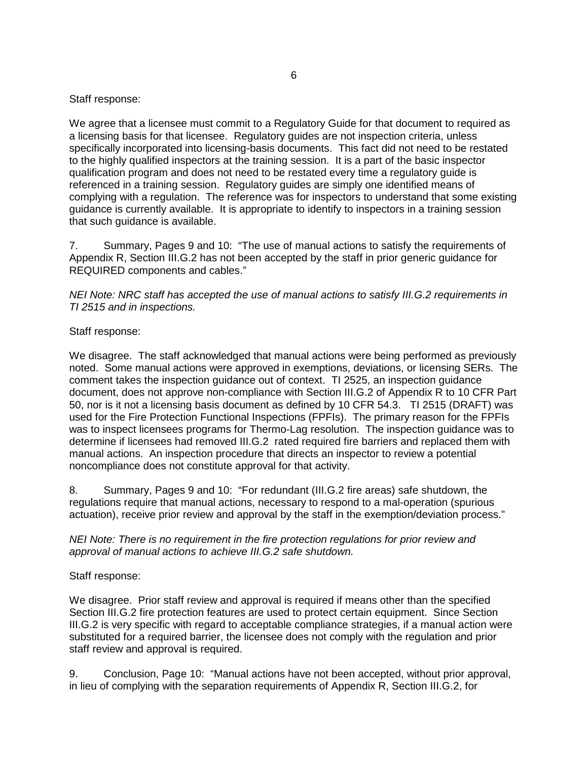Staff response:

We agree that a licensee must commit to a Regulatory Guide for that document to required as a licensing basis for that licensee. Regulatory guides are not inspection criteria, unless specifically incorporated into licensing-basis documents. This fact did not need to be restated to the highly qualified inspectors at the training session. It is a part of the basic inspector qualification program and does not need to be restated every time a regulatory guide is referenced in a training session. Regulatory guides are simply one identified means of complying with a regulation. The reference was for inspectors to understand that some existing guidance is currently available. It is appropriate to identify to inspectors in a training session that such guidance is available.

7. Summary, Pages 9 and 10: "The use of manual actions to satisfy the requirements of Appendix R, Section III.G.2 has not been accepted by the staff in prior generic guidance for REQUIRED components and cables."

*NEI Note: NRC staff has accepted the use of manual actions to satisfy III.G.2 requirements in TI 2515 and in inspections.*

Staff response:

We disagree. The staff acknowledged that manual actions were being performed as previously noted. Some manual actions were approved in exemptions, deviations, or licensing SERs. The comment takes the inspection guidance out of context. TI 2525, an inspection guidance document, does not approve non-compliance with Section III.G.2 of Appendix R to 10 CFR Part 50, nor is it not a licensing basis document as defined by 10 CFR 54.3. TI 2515 (DRAFT) was used for the Fire Protection Functional Inspections (FPFIs). The primary reason for the FPFIs was to inspect licensees programs for Thermo-Lag resolution. The inspection guidance was to determine if licensees had removed III.G.2 rated required fire barriers and replaced them with manual actions. An inspection procedure that directs an inspector to review a potential noncompliance does not constitute approval for that activity.

8. Summary, Pages 9 and 10: "For redundant (III.G.2 fire areas) safe shutdown, the regulations require that manual actions, necessary to respond to a mal-operation (spurious actuation), receive prior review and approval by the staff in the exemption/deviation process."

*NEI Note: There is no requirement in the fire protection regulations for prior review and approval of manual actions to achieve III.G.2 safe shutdown.*

Staff response:

We disagree. Prior staff review and approval is required if means other than the specified Section III.G.2 fire protection features are used to protect certain equipment. Since Section III.G.2 is very specific with regard to acceptable compliance strategies, if a manual action were substituted for a required barrier, the licensee does not comply with the regulation and prior staff review and approval is required.

9. Conclusion, Page 10: "Manual actions have not been accepted, without prior approval, in lieu of complying with the separation requirements of Appendix R, Section III.G.2, for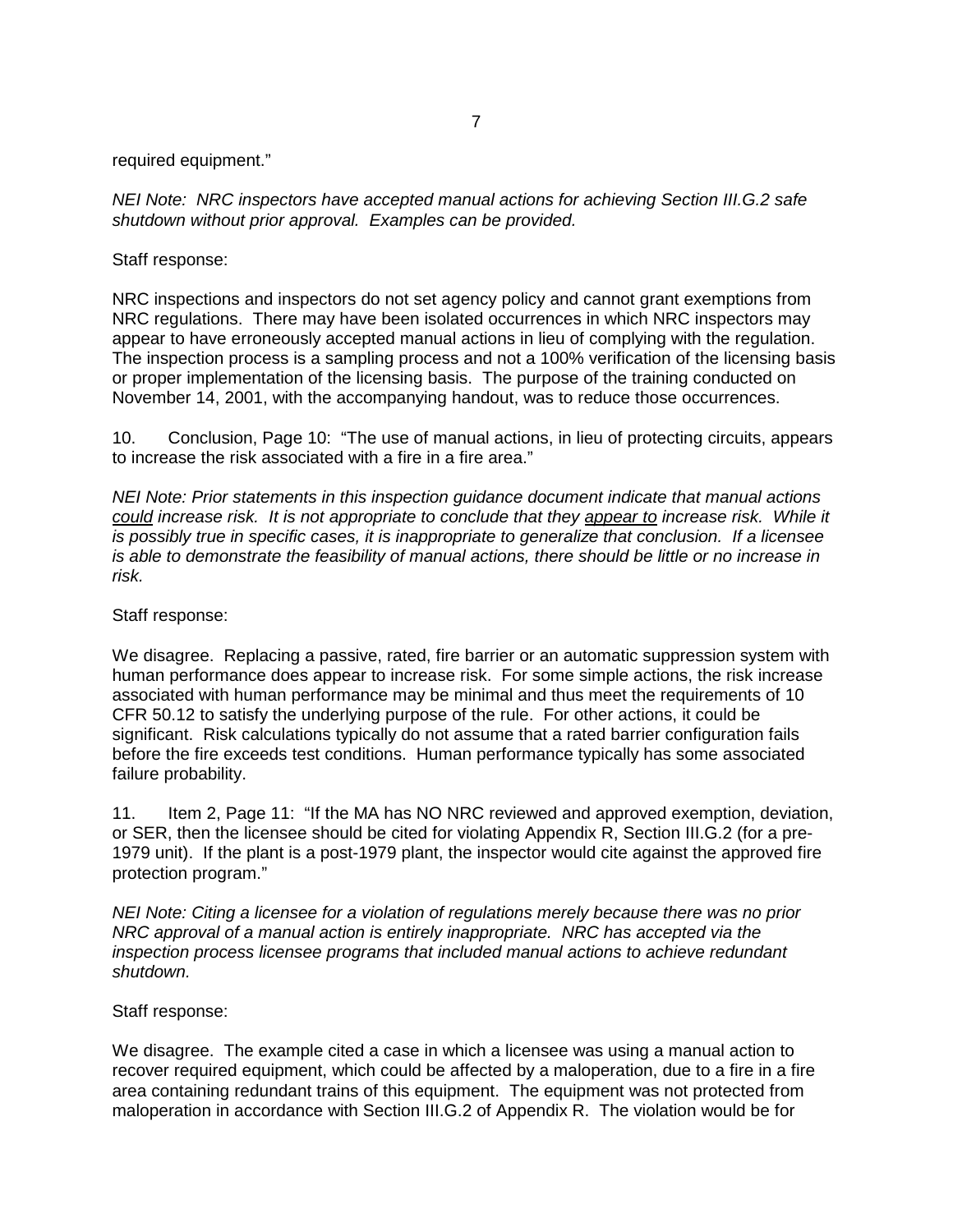required equipment."

*NEI Note: NRC inspectors have accepted manual actions for achieving Section III.G.2 safe shutdown without prior approval. Examples can be provided.*

Staff response:

NRC inspections and inspectors do not set agency policy and cannot grant exemptions from NRC regulations. There may have been isolated occurrences in which NRC inspectors may appear to have erroneously accepted manual actions in lieu of complying with the regulation. The inspection process is a sampling process and not a 100% verification of the licensing basis or proper implementation of the licensing basis. The purpose of the training conducted on November 14, 2001, with the accompanying handout, was to reduce those occurrences.

10. Conclusion, Page 10: "The use of manual actions, in lieu of protecting circuits, appears to increase the risk associated with a fire in a fire area."

*NEI Note: Prior statements in this inspection guidance document indicate that manual actions <u>could</u> increase risk. It is not appropriate to conclude that they <u>appear to</u> increase risk. While it is possibly true in specific cases, it is inappropriate to generalize that conclusion. If a licensee is able to demonstrate the feasibility of manual actions, there should be little or no increase in risk.*

Staff response:

We disagree. Replacing a passive, rated, fire barrier or an automatic suppression system with human performance does appear to increase risk. For some simple actions, the risk increase associated with human performance may be minimal and thus meet the requirements of 10 CFR 50.12 to satisfy the underlying purpose of the rule. For other actions, it could be significant. Risk calculations typically do not assume that a rated barrier configuration fails before the fire exceeds test conditions. Human performance typically has some associated failure probability.

11. Item 2, Page 11: "If the MA has NO NRC reviewed and approved exemption, deviation, or SER, then the licensee should be cited for violating Appendix R, Section III.G.2 (for a pre-1979 unit). If the plant is a post-1979 plant, the inspector would cite against the approved fire protection program."

*NEI Note: Citing a licensee for a violation of regulations merely because there was no prior NRC approval of a manual action is entirely inappropriate. NRC has accepted via the inspection process licensee programs that included manual actions to achieve redundant shutdown.*

Staff response:

We disagree. The example cited a case in which a licensee was using a manual action to recover required equipment, which could be affected by a maloperation, due to a fire in a fire area containing redundant trains of this equipment. The equipment was not protected from maloperation in accordance with Section III.G.2 of Appendix R. The violation would be for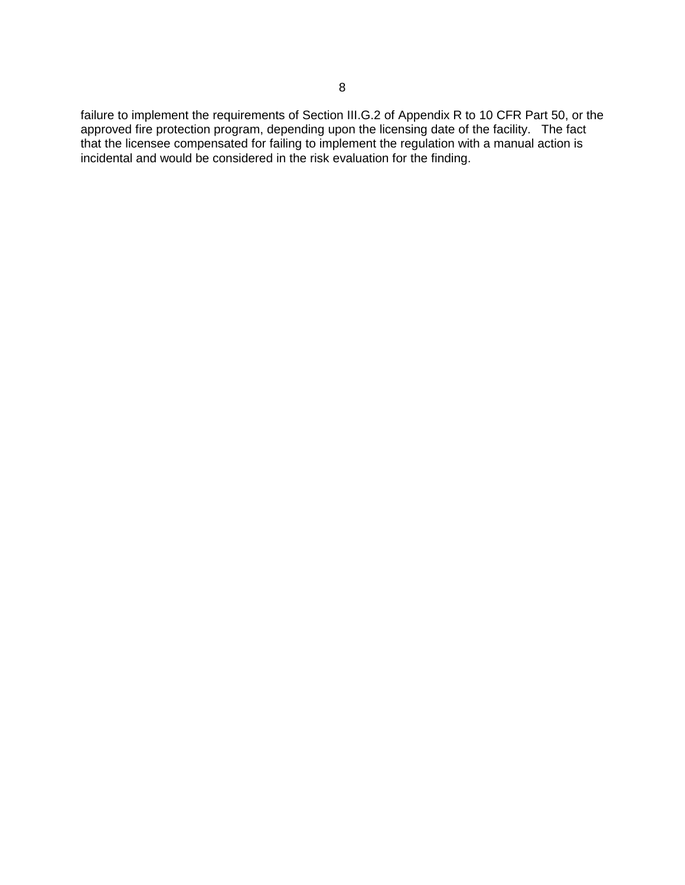failure to implement the requirements of Section III.G.2 of Appendix R to 10 CFR Part 50, or the approved fire protection program, depending upon the licensing date of the facility. The fact that the licensee compensated for failing to implement the regulation with a manual action is incidental and would be considered in the risk evaluation for the finding.